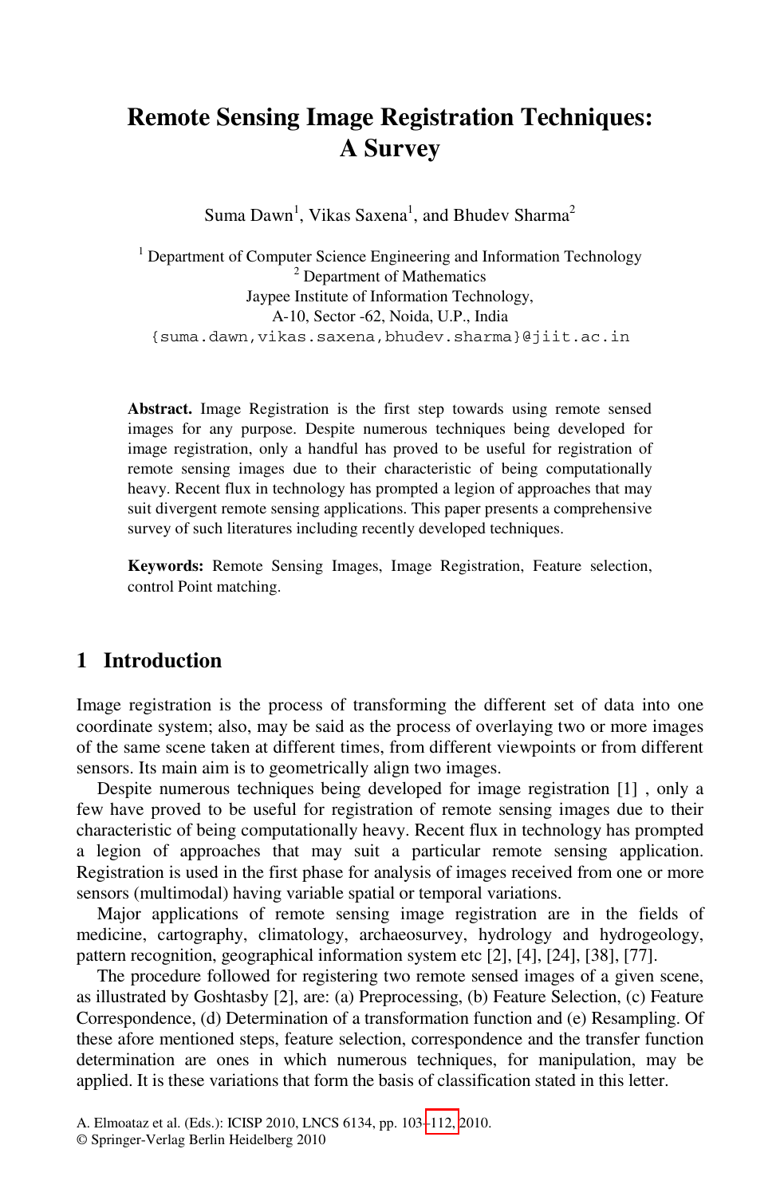# Remote Sensing Image Registration Techniques: A Survey

Suma Dawn[1], Vikas Saxena[1], and Bhudev Sharma[2]

[1] Department of Computer Science Engineering and Information Technology
[2] Department of Mathematics
Jaypee Institute of Information Technology,
A-10, Sector -62, Noida, U.P., India
{suma.dawn,vikas.saxena,bhudev.sharma}@jiit.ac.in

**Abstract.** Image Registration is the first step towards using remote sensed images for any purpose. Despite numerous techniques being developed for image registration, only a handful has proved to be useful for registration of remote sensing images due to their characteristic of being computationally heavy. Recent flux in technology has prompted a legion of approaches that may suit divergent remote sensing applications. This paper presents a comprehensive survey of such literatures including recently developed techniques.

**Keywords:** Remote Sensing Images, Image Registration, Feature selection, control Point matching.

## 1 Introduction

Image registration is the process of transforming the different set of data into one coordinate system; also, may be said as the process of overlaying two or more images of the same scene taken at different times, from different viewpoints or from different sensors. Its main aim is to geometrically align two images.

Despite numerous techniques being developed for image registration [1] , only a few have proved to be useful for registration of remote sensing images due to their characteristic of being computationally heavy. Recent flux in technology has prompted a legion of approaches that may suit a particular remote sensing application. Registration is used in the first phase for analysis of images received from one or more sensors (multimodal) having variable spatial or temporal variations.

Major applications of remote sensing image registration are in the fields of medicine, cartography, climatology, archaeosurvey, hydrology and hydrogeology, pattern recognition, geographical information system etc [2], [4], [24], [38], [77].

The procedure followed for registering two remote sensed images of a given scene, as illustrated by Goshtasby [2], are: (a) Preprocessing, (b) Feature Selection, (c) Feature Correspondence, (d) Determination of a transformation function and (e) Resampling. Of these afore mentioned steps, feature selection, correspondence and the transfer function determination are ones in which numerous techniques, for manipulation, may be applied. It is these variations that form the basis of classification stated in this letter.

A. Elmoataz et al. (Eds.): ICISP 2010, LNCS 6134, pp. 103–112, 2010.
© Springer-Verlag Berlin Heidelberg 2010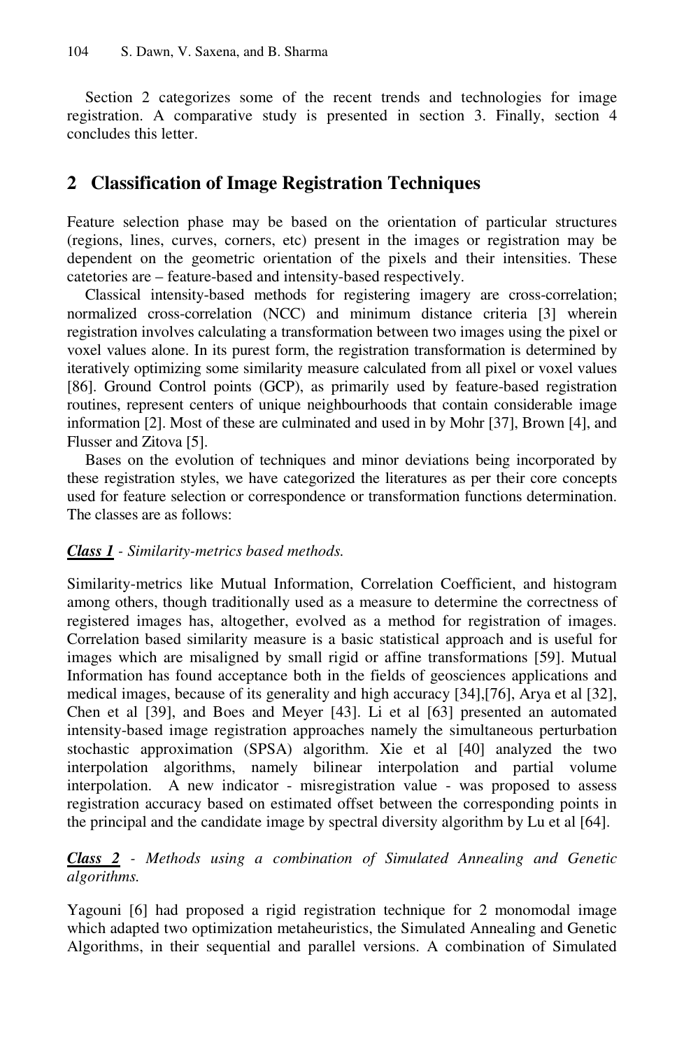Section 2 categorizes some of the recent trends and technologies for image registration. A comparative study is presented in section 3. Finally, section 4 concludes this letter.

## 2 Classification of Image Registration Techniques

Feature selection phase may be based on the orientation of particular structures (regions, lines, curves, corners, etc) present in the images or registration may be dependent on the geometric orientation of the pixels and their intensities. These catetories are – feature-based and intensity-based respectively.

Classical intensity-based methods for registering imagery are cross-correlation; normalized cross-correlation (NCC) and minimum distance criteria [3] wherein registration involves calculating a transformation between two images using the pixel or voxel values alone. In its purest form, the registration transformation is determined by iteratively optimizing some similarity measure calculated from all pixel or voxel values [86]. Ground Control points (GCP), as primarily used by feature-based registration routines, represent centers of unique neighbourhoods that contain considerable image information [2]. Most of these are culminated and used in by Mohr [37], Brown [4], and Flusser and Zitova [5].

Bases on the evolution of techniques and minor deviations being incorporated by these registration styles, we have categorized the literatures as per their core concepts used for feature selection or correspondence or transformation functions determination. The classes are as follows:

***Class 1*** *- Similarity-metrics based methods.*

Similarity-metrics like Mutual Information, Correlation Coefficient, and histogram among others, though traditionally used as a measure to determine the correctness of registered images has, altogether, evolved as a method for registration of images. Correlation based similarity measure is a basic statistical approach and is useful for images which are misaligned by small rigid or affine transformations [59]. Mutual Information has found acceptance both in the fields of geosciences applications and medical images, because of its generality and high accuracy [34],[76], Arya et al [32], Chen et al [39], and Boes and Meyer [43]. Li et al [63] presented an automated intensity-based image registration approaches namely the simultaneous perturbation stochastic approximation (SPSA) algorithm. Xie et al [40] analyzed the two interpolation algorithms, namely bilinear interpolation and partial volume interpolation. A new indicator - misregistration value - was proposed to assess registration accuracy based on estimated offset between the corresponding points in the principal and the candidate image by spectral diversity algorithm by Lu et al [64].

***Class 2*** *- Methods using a combination of Simulated Annealing and Genetic algorithms.*

Yagouni [6] had proposed a rigid registration technique for 2 monomodal image which adapted two optimization metaheuristics, the Simulated Annealing and Genetic Algorithms, in their sequential and parallel versions. A combination of Simulated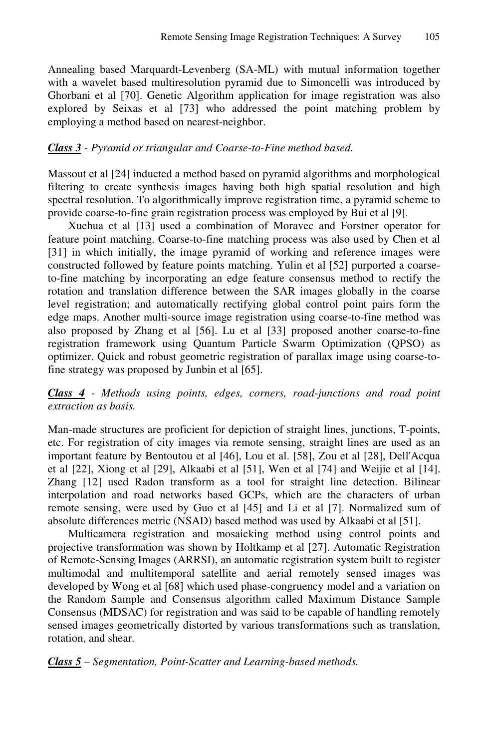Annealing based Marquardt-Levenberg (SA-ML) with mutual information together with a wavelet based multiresolution pyramid due to Simoncelli was introduced by Ghorbani et al [70]. Genetic Algorithm application for image registration was also explored by Seixas et al [73] who addressed the point matching problem by employing a method based on nearest-neighbor.

***Class 3*** - *Pyramid or triangular and Coarse-to-Fine method based.*

Massout et al [24] inducted a method based on pyramid algorithms and morphological filtering to create synthesis images having both high spatial resolution and high spectral resolution. To algorithmically improve registration time, a pyramid scheme to provide coarse-to-fine grain registration process was employed by Bui et al [9].

Xuehua et al [13] used a combination of Moravec and Forstner operator for feature point matching. Coarse-to-fine matching process was also used by Chen et al [31] in which initially, the image pyramid of working and reference images were constructed followed by feature points matching. Yulin et al [52] purported a coarse-to-fine matching by incorporating an edge feature consensus method to rectify the rotation and translation difference between the SAR images globally in the coarse level registration; and automatically rectifying global control point pairs form the edge maps. Another multi-source image registration using coarse-to-fine method was also proposed by Zhang et al [56]. Lu et al [33] proposed another coarse-to-fine registration framework using Quantum Particle Swarm Optimization (QPSO) as optimizer. Quick and robust geometric registration of parallax image using coarse-to-fine strategy was proposed by Junbin et al [65].

***Class 4*** - *Methods using points, edges, corners, road-junctions and road point extraction as basis.*

Man-made structures are proficient for depiction of straight lines, junctions, T-points, etc. For registration of city images via remote sensing, straight lines are used as an important feature by Bentoutou et al [46], Lou et al. [58], Zou et al [28], Dell'Acqua et al [22], Xiong et al [29], Alkaabi et al [51], Wen et al [74] and Weijie et al [14]. Zhang [12] used Radon transform as a tool for straight line detection. Bilinear interpolation and road networks based GCPs, which are the characters of urban remote sensing, were used by Guo et al [45] and Li et al [7]. Normalized sum of absolute differences metric (NSAD) based method was used by Alkaabi et al [51].

Multicamera registration and mosaicking method using control points and projective transformation was shown by Holtkamp et al [27]. Automatic Registration of Remote-Sensing Images (ARRSI), an automatic registration system built to register multimodal and multitemporal satellite and aerial remotely sensed images was developed by Wong et al [68] which used phase-congruency model and a variation on the Random Sample and Consensus algorithm called Maximum Distance Sample Consensus (MDSAC) for registration and was said to be capable of handling remotely sensed images geometrically distorted by various transformations such as translation, rotation, and shear.

***Class 5*** – *Segmentation, Point-Scatter and Learning-based methods.*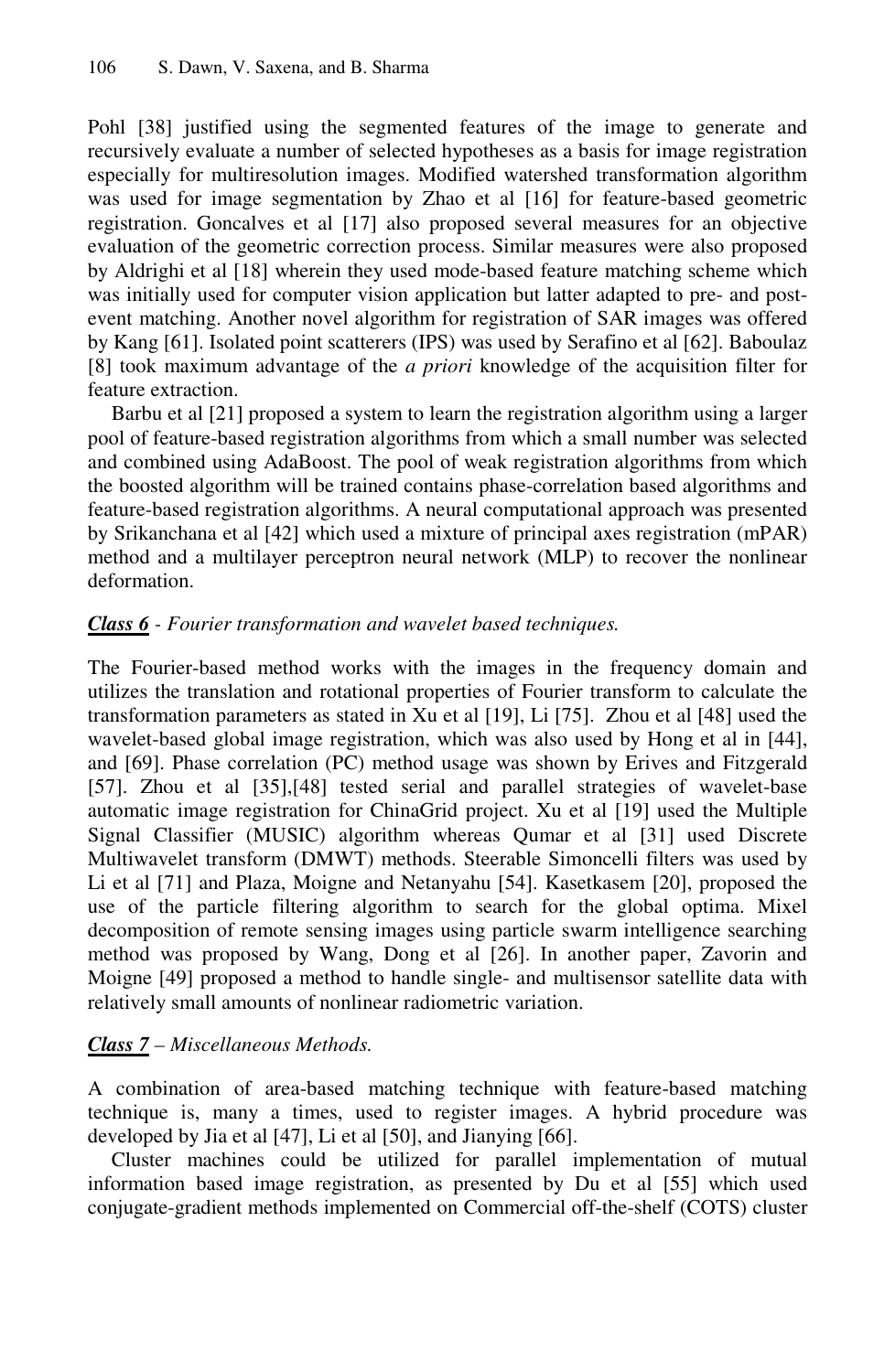Pohl [38] justified using the segmented features of the image to generate and recursively evaluate a number of selected hypotheses as a basis for image registration especially for multiresolution images. Modified watershed transformation algorithm was used for image segmentation by Zhao et al [16] for feature-based geometric registration. Goncalves et al [17] also proposed several measures for an objective evaluation of the geometric correction process. Similar measures were also proposed by Aldrighi et al [18] wherein they used mode-based feature matching scheme which was initially used for computer vision application but latter adapted to pre- and post-event matching. Another novel algorithm for registration of SAR images was offered by Kang [61]. Isolated point scatterers (IPS) was used by Serafino et al [62]. Baboulaz [8] took maximum advantage of the *a priori* knowledge of the acquisition filter for feature extraction.

Barbu et al [21] proposed a system to learn the registration algorithm using a larger pool of feature-based registration algorithms from which a small number was selected and combined using AdaBoost. The pool of weak registration algorithms from which the boosted algorithm will be trained contains phase-correlation based algorithms and feature-based registration algorithms. A neural computational approach was presented by Srikanchana et al [42] which used a mixture of principal axes registration (mPAR) method and a multilayer perceptron neural network (MLP) to recover the nonlinear deformation.

***Class 6*** - *Fourier transformation and wavelet based techniques.*

The Fourier-based method works with the images in the frequency domain and utilizes the translation and rotational properties of Fourier transform to calculate the transformation parameters as stated in Xu et al [19], Li [75]. Zhou et al [48] used the wavelet-based global image registration, which was also used by Hong et al in [44], and [69]. Phase correlation (PC) method usage was shown by Erives and Fitzgerald [57]. Zhou et al [35],[48] tested serial and parallel strategies of wavelet-base automatic image registration for ChinaGrid project. Xu et al [19] used the Multiple Signal Classifier (MUSIC) algorithm whereas Qumar et al [31] used Discrete Multiwavelet transform (DMWT) methods. Steerable Simoncelli filters was used by Li et al [71] and Plaza, Moigne and Netanyahu [54]. Kasetkasem [20], proposed the use of the particle filtering algorithm to search for the global optima. Mixel decomposition of remote sensing images using particle swarm intelligence searching method was proposed by Wang, Dong et al [26]. In another paper, Zavorin and Moigne [49] proposed a method to handle single- and multisensor satellite data with relatively small amounts of nonlinear radiometric variation.

***Class 7*** – *Miscellaneous Methods.*

A combination of area-based matching technique with feature-based matching technique is, many a times, used to register images. A hybrid procedure was developed by Jia et al [47], Li et al [50], and Jianying [66].

Cluster machines could be utilized for parallel implementation of mutual information based image registration, as presented by Du et al [55] which used conjugate-gradient methods implemented on Commercial off-the-shelf (COTS) cluster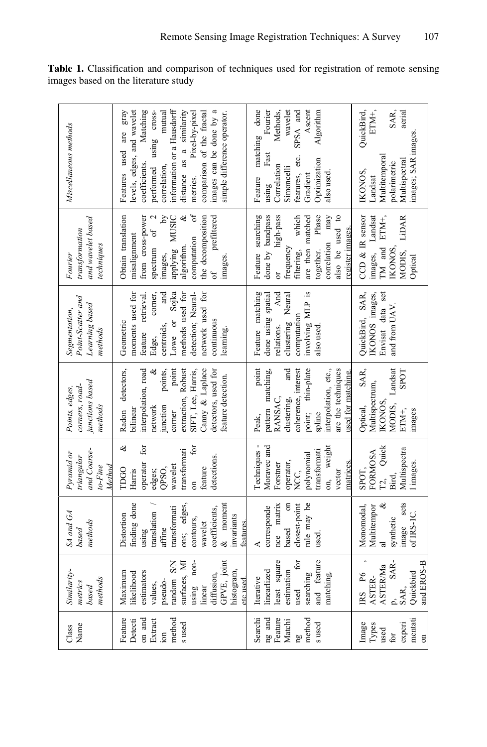**Table 1.** Classification and comparison of techniques used for registration of remote sensing images based on the literature study

| Class Name | *Similarity-metrics based methods* | *SA and GA based methods* | *Pyramid or triangular and Coarse-to-Fine Method* | *Points, edges, corners, road-junctions based methods* | *Segmentation, Point-Scatter and Learning based methods* | *Fourier transformation and wavelet based techniques* | *Miscellaneous methods* |
|---|---|---|---|---|---|---|---|
| Feature Detection and Extraction methods used | Maximum likelihood estimators values, pseudo-random S/N surfaces, MI using non-linear diffusion, GPVE, joint histogram, etc used | Distortion finding done using translation / affine transformations; edges, contours, wavelet coefficients, & moment invariants features | TDGO & Harris operator for edges; QPSO, wavelet transformation for feature detections. | Radon detectors, bilinear interpolation, road network & junction points, corner point extraction, Robust SIFT, Lee, Harris, Canny & Laplace detectors, used for feature detection. | Geometric moments used for feature retrieval. Edge, corner, centroids, and Lowe or Sojka methods used for detection; Neural-network used for continuous learning. | Obtain translation misalignment from cross-power spectrum of 2 images, by applying MUSIC algorithm. & computation of the decomposition of prefiltered images. | Features used are gray levels, edges, and wavelet coefficients. Matching performed using cross-correlation, mutual information or a Hausdorff distance as a similarity metrics. Pixel-by-pixel comparison of the fractal images can be done by a simple difference operator. |
| Searching and Feature Matching methods used | Iterative linearized least square estimation used for searching and feature matching. | A corresponde nce matrix based on closest-point rule may be used. | Techniques - Moravec and Forstner operator, NCC, polynomial transformation, weight vector matrices. | Peak, point pattern matching, RANSAC, clustering, and coherence, interest point; thin-plate spline interpolation, etc., are the techniques used for matching. | Feature matching done using spatial relations. And clustering Neural computation involving MLP is also used. | Feature searching done by bandpass or high-pass frequency filtering, which are then matched together. Phase correlation may also be used to register images. | Feature matching done using Fast Fourier Correlation Methods, Simoncelli wavelet features, etc. SPSA and Gradient Ascent Optimization Algorithm also used. |
| Image Types used for experimentation | IRS P6 , ASTER-ASTER/Map, SAR-SAR, Quickbird and EROS-B | Monomodal, Multitemporal & synthetic image sets of IRS-1C. | SPOT, FORMOSAT2, Quick Bird, Multispectral images. | Optical, SAR, Multispectrum, IKONOS, MODIS, Landsat ETM+, SPOT images | QuickBird, SAR, IKONOS images, Envisat data set and from UAV. | CCD & IR sensor images, Landsat TM and ETM+, IKONOS, MODIS, LiDAR Optical | IKONOS, QuickBird, Landsat ETM+, Multitemporal polarimetric SAR, Multispectral aerial images; SAR images. |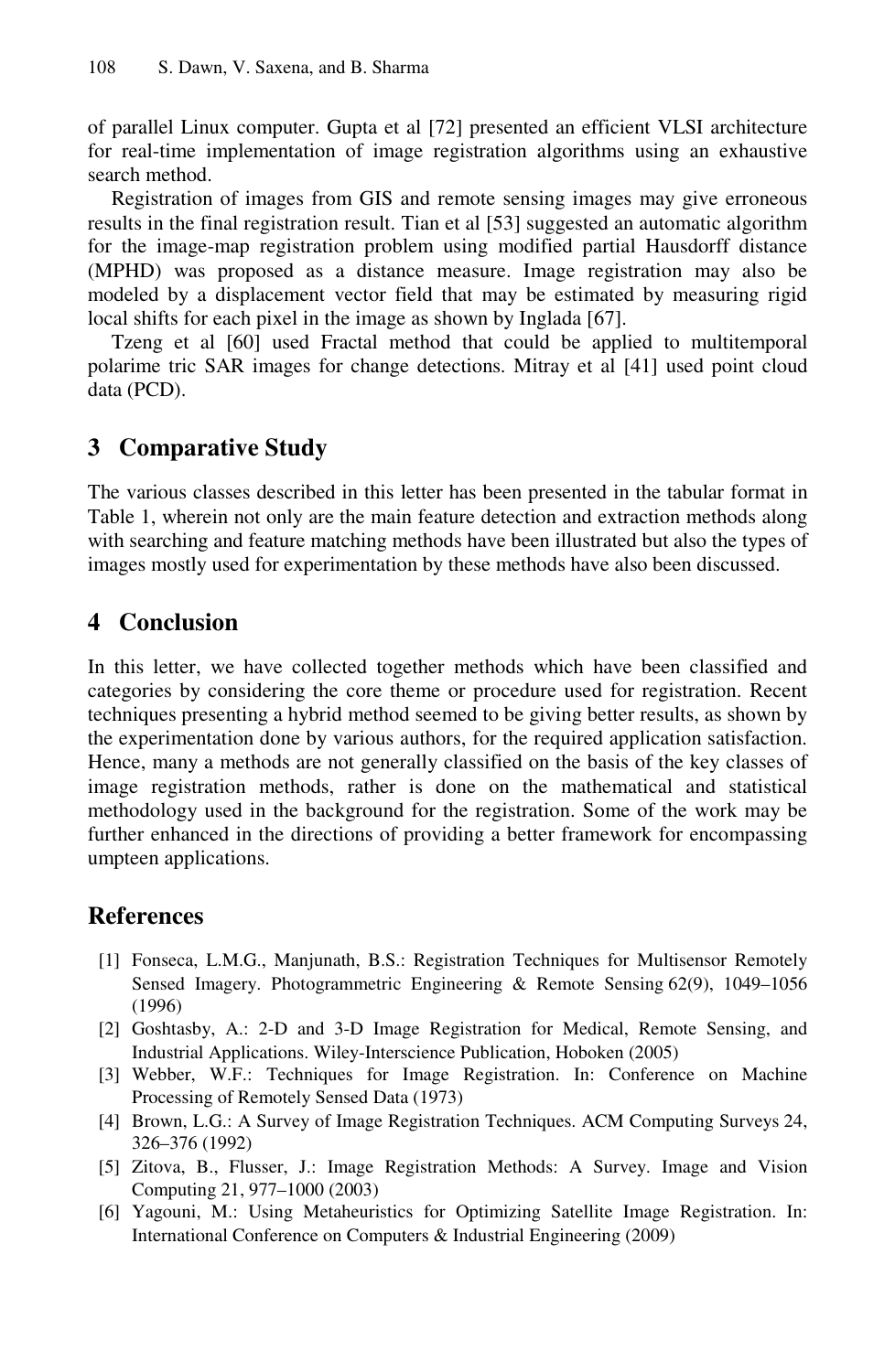of parallel Linux computer. Gupta et al [72] presented an efficient VLSI architecture for real-time implementation of image registration algorithms using an exhaustive search method.

Registration of images from GIS and remote sensing images may give erroneous results in the final registration result. Tian et al [53] suggested an automatic algorithm for the image-map registration problem using modified partial Hausdorff distance (MPHD) was proposed as a distance measure. Image registration may also be modeled by a displacement vector field that may be estimated by measuring rigid local shifts for each pixel in the image as shown by Inglada [67].

Tzeng et al [60] used Fractal method that could be applied to multitemporal polarime tric SAR images for change detections. Mitray et al [41] used point cloud data (PCD).

## 3 Comparative Study

The various classes described in this letter has been presented in the tabular format in Table 1, wherein not only are the main feature detection and extraction methods along with searching and feature matching methods have been illustrated but also the types of images mostly used for experimentation by these methods have also been discussed.

## 4 Conclusion

In this letter, we have collected together methods which have been classified and categories by considering the core theme or procedure used for registration. Recent techniques presenting a hybrid method seemed to be giving better results, as shown by the experimentation done by various authors, for the required application satisfaction. Hence, many a methods are not generally classified on the basis of the key classes of image registration methods, rather is done on the mathematical and statistical methodology used in the background for the registration. Some of the work may be further enhanced in the directions of providing a better framework for encompassing umpteen applications.

## References

1. [1] Fonseca, L.M.G., Manjunath, B.S.: Registration Techniques for Multisensor Remotely Sensed Imagery. Photogrammetric Engineering & Remote Sensing 62(9), 1049–1056 (1996)
2. [2] Goshtasby, A.: 2-D and 3-D Image Registration for Medical, Remote Sensing, and Industrial Applications. Wiley-Interscience Publication, Hoboken (2005)
3. [3] Webber, W.F.: Techniques for Image Registration. In: Conference on Machine Processing of Remotely Sensed Data (1973)
4. [4] Brown, L.G.: A Survey of Image Registration Techniques. ACM Computing Surveys 24, 326–376 (1992)
5. [5] Zitova, B., Flusser, J.: Image Registration Methods: A Survey. Image and Vision Computing 21, 977–1000 (2003)
6. [6] Yagouni, M.: Using Metaheuristics for Optimizing Satellite Image Registration. In: International Conference on Computers & Industrial Engineering (2009)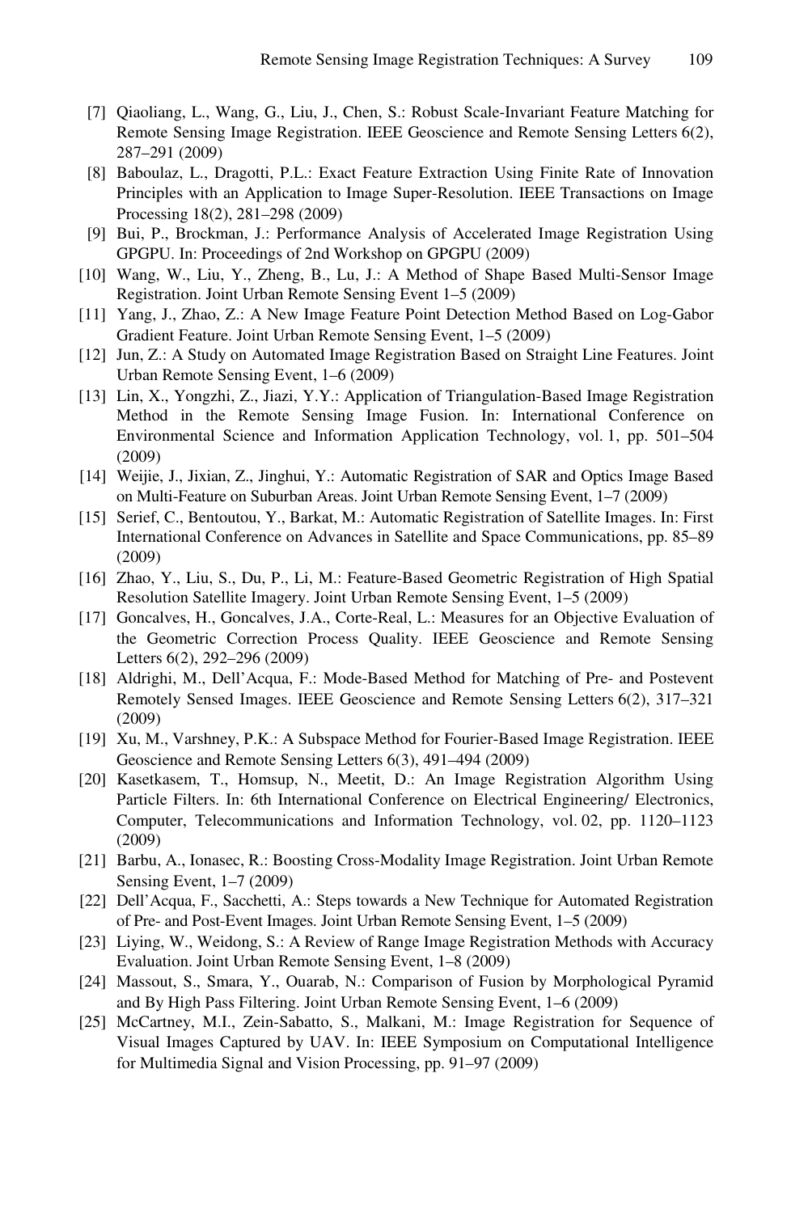[7] Qiaoliang, L., Wang, G., Liu, J., Chen, S.: Robust Scale-Invariant Feature Matching for Remote Sensing Image Registration. IEEE Geoscience and Remote Sensing Letters 6(2), 287–291 (2009)

[8] Baboulaz, L., Dragotti, P.L.: Exact Feature Extraction Using Finite Rate of Innovation Principles with an Application to Image Super-Resolution. IEEE Transactions on Image Processing 18(2), 281–298 (2009)

[9] Bui, P., Brockman, J.: Performance Analysis of Accelerated Image Registration Using GPGPU. In: Proceedings of 2nd Workshop on GPGPU (2009)

[10] Wang, W., Liu, Y., Zheng, B., Lu, J.: A Method of Shape Based Multi-Sensor Image Registration. Joint Urban Remote Sensing Event 1–5 (2009)

[11] Yang, J., Zhao, Z.: A New Image Feature Point Detection Method Based on Log-Gabor Gradient Feature. Joint Urban Remote Sensing Event, 1–5 (2009)

[12] Jun, Z.: A Study on Automated Image Registration Based on Straight Line Features. Joint Urban Remote Sensing Event, 1–6 (2009)

[13] Lin, X., Yongzhi, Z., Jiazi, Y.Y.: Application of Triangulation-Based Image Registration Method in the Remote Sensing Image Fusion. In: International Conference on Environmental Science and Information Application Technology, vol. 1, pp. 501–504 (2009)

[14] Weijie, J., Jixian, Z., Jinghui, Y.: Automatic Registration of SAR and Optics Image Based on Multi-Feature on Suburban Areas. Joint Urban Remote Sensing Event, 1–7 (2009)

[15] Serief, C., Bentoutou, Y., Barkat, M.: Automatic Registration of Satellite Images. In: First International Conference on Advances in Satellite and Space Communications, pp. 85–89 (2009)

[16] Zhao, Y., Liu, S., Du, P., Li, M.: Feature-Based Geometric Registration of High Spatial Resolution Satellite Imagery. Joint Urban Remote Sensing Event, 1–5 (2009)

[17] Goncalves, H., Goncalves, J.A., Corte-Real, L.: Measures for an Objective Evaluation of the Geometric Correction Process Quality. IEEE Geoscience and Remote Sensing Letters 6(2), 292–296 (2009)

[18] Aldrighi, M., Dell'Acqua, F.: Mode-Based Method for Matching of Pre- and Postevent Remotely Sensed Images. IEEE Geoscience and Remote Sensing Letters 6(2), 317–321 (2009)

[19] Xu, M., Varshney, P.K.: A Subspace Method for Fourier-Based Image Registration. IEEE Geoscience and Remote Sensing Letters 6(3), 491–494 (2009)

[20] Kasetkasem, T., Homsup, N., Meetit, D.: An Image Registration Algorithm Using Particle Filters. In: 6th International Conference on Electrical Engineering/ Electronics, Computer, Telecommunications and Information Technology, vol. 02, pp. 1120–1123 (2009)

[21] Barbu, A., Ionasec, R.: Boosting Cross-Modality Image Registration. Joint Urban Remote Sensing Event, 1–7 (2009)

[22] Dell'Acqua, F., Sacchetti, A.: Steps towards a New Technique for Automated Registration of Pre- and Post-Event Images. Joint Urban Remote Sensing Event, 1–5 (2009)

[23] Liying, W., Weidong, S.: A Review of Range Image Registration Methods with Accuracy Evaluation. Joint Urban Remote Sensing Event, 1–8 (2009)

[24] Massout, S., Smara, Y., Ouarab, N.: Comparison of Fusion by Morphological Pyramid and By High Pass Filtering. Joint Urban Remote Sensing Event, 1–6 (2009)

[25] McCartney, M.I., Zein-Sabatto, S., Malkani, M.: Image Registration for Sequence of Visual Images Captured by UAV. In: IEEE Symposium on Computational Intelligence for Multimedia Signal and Vision Processing, pp. 91–97 (2009)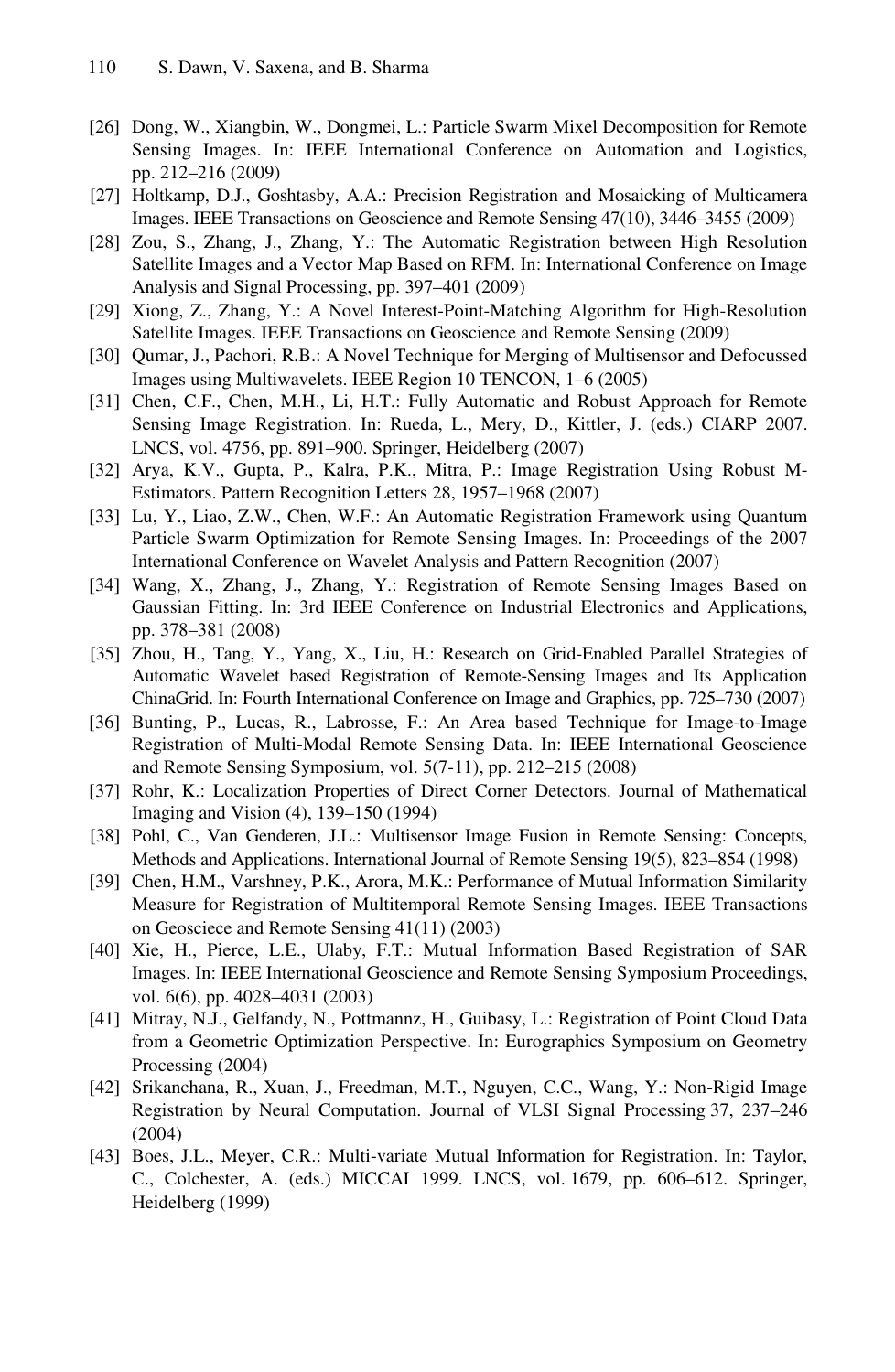[26] Dong, W., Xiangbin, W., Dongmei, L.: Particle Swarm Mixel Decomposition for Remote Sensing Images. In: IEEE International Conference on Automation and Logistics, pp. 212–216 (2009)

[27] Holtkamp, D.J., Goshtasby, A.A.: Precision Registration and Mosaicking of Multicamera Images. IEEE Transactions on Geoscience and Remote Sensing 47(10), 3446–3455 (2009)

[28] Zou, S., Zhang, J., Zhang, Y.: The Automatic Registration between High Resolution Satellite Images and a Vector Map Based on RFM. In: International Conference on Image Analysis and Signal Processing, pp. 397–401 (2009)

[29] Xiong, Z., Zhang, Y.: A Novel Interest-Point-Matching Algorithm for High-Resolution Satellite Images. IEEE Transactions on Geoscience and Remote Sensing (2009)

[30] Qumar, J., Pachori, R.B.: A Novel Technique for Merging of Multisensor and Defocussed Images using Multiwavelets. IEEE Region 10 TENCON, 1–6 (2005)

[31] Chen, C.F., Chen, M.H., Li, H.T.: Fully Automatic and Robust Approach for Remote Sensing Image Registration. In: Rueda, L., Mery, D., Kittler, J. (eds.) CIARP 2007. LNCS, vol. 4756, pp. 891–900. Springer, Heidelberg (2007)

[32] Arya, K.V., Gupta, P., Kalra, P.K., Mitra, P.: Image Registration Using Robust M-Estimators. Pattern Recognition Letters 28, 1957–1968 (2007)

[33] Lu, Y., Liao, Z.W., Chen, W.F.: An Automatic Registration Framework using Quantum Particle Swarm Optimization for Remote Sensing Images. In: Proceedings of the 2007 International Conference on Wavelet Analysis and Pattern Recognition (2007)

[34] Wang, X., Zhang, J., Zhang, Y.: Registration of Remote Sensing Images Based on Gaussian Fitting. In: 3rd IEEE Conference on Industrial Electronics and Applications, pp. 378–381 (2008)

[35] Zhou, H., Tang, Y., Yang, X., Liu, H.: Research on Grid-Enabled Parallel Strategies of Automatic Wavelet based Registration of Remote-Sensing Images and Its Application ChinaGrid. In: Fourth International Conference on Image and Graphics, pp. 725–730 (2007)

[36] Bunting, P., Lucas, R., Labrosse, F.: An Area based Technique for Image-to-Image Registration of Multi-Modal Remote Sensing Data. In: IEEE International Geoscience and Remote Sensing Symposium, vol. 5(7-11), pp. 212–215 (2008)

[37] Rohr, K.: Localization Properties of Direct Corner Detectors. Journal of Mathematical Imaging and Vision (4), 139–150 (1994)

[38] Pohl, C., Van Genderen, J.L.: Multisensor Image Fusion in Remote Sensing: Concepts, Methods and Applications. International Journal of Remote Sensing 19(5), 823–854 (1998)

[39] Chen, H.M., Varshney, P.K., Arora, M.K.: Performance of Mutual Information Similarity Measure for Registration of Multitemporal Remote Sensing Images. IEEE Transactions on Geosciece and Remote Sensing 41(11) (2003)

[40] Xie, H., Pierce, L.E., Ulaby, F.T.: Mutual Information Based Registration of SAR Images. In: IEEE International Geoscience and Remote Sensing Symposium Proceedings, vol. 6(6), pp. 4028–4031 (2003)

[41] Mitray, N.J., Gelfandy, N., Pottmannz, H., Guibasy, L.: Registration of Point Cloud Data from a Geometric Optimization Perspective. In: Eurographics Symposium on Geometry Processing (2004)

[42] Srikanchana, R., Xuan, J., Freedman, M.T., Nguyen, C.C., Wang, Y.: Non-Rigid Image Registration by Neural Computation. Journal of VLSI Signal Processing 37, 237–246 (2004)

[43] Boes, J.L., Meyer, C.R.: Multi-variate Mutual Information for Registration. In: Taylor, C., Colchester, A. (eds.) MICCAI 1999. LNCS, vol. 1679, pp. 606–612. Springer, Heidelberg (1999)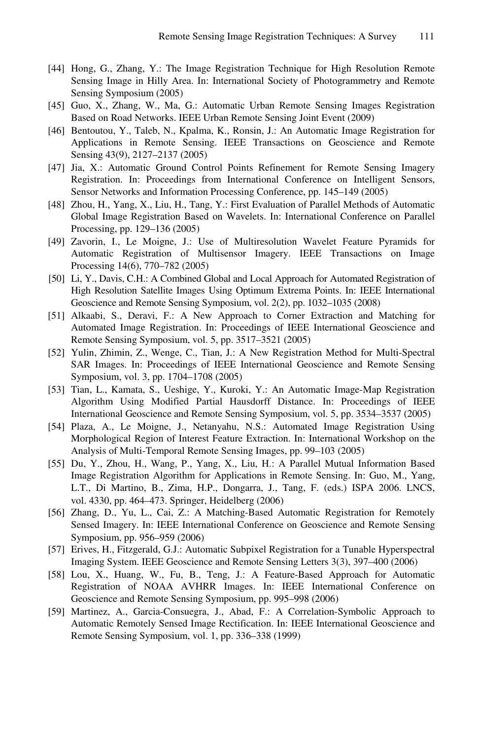[44] Hong, G., Zhang, Y.: The Image Registration Technique for High Resolution Remote Sensing Image in Hilly Area. In: International Society of Photogrammetry and Remote Sensing Symposium (2005)

[45] Guo, X., Zhang, W., Ma, G.: Automatic Urban Remote Sensing Images Registration Based on Road Networks. IEEE Urban Remote Sensing Joint Event (2009)

[46] Bentoutou, Y., Taleb, N., Kpalma, K., Ronsin, J.: An Automatic Image Registration for Applications in Remote Sensing. IEEE Transactions on Geoscience and Remote Sensing 43(9), 2127–2137 (2005)

[47] Jia, X.: Automatic Ground Control Points Refinement for Remote Sensing Imagery Registration. In: Proceedings from International Conference on Intelligent Sensors, Sensor Networks and Information Processing Conference, pp. 145–149 (2005)

[48] Zhou, H., Yang, X., Liu, H., Tang, Y.: First Evaluation of Parallel Methods of Automatic Global Image Registration Based on Wavelets. In: International Conference on Parallel Processing, pp. 129–136 (2005)

[49] Zavorin, I., Le Moigne, J.: Use of Multiresolution Wavelet Feature Pyramids for Automatic Registration of Multisensor Imagery. IEEE Transactions on Image Processing 14(6), 770–782 (2005)

[50] Li, Y., Davis, C.H.: A Combined Global and Local Approach for Automated Registration of High Resolution Satellite Images Using Optimum Extrema Points. In: IEEE International Geoscience and Remote Sensing Symposium, vol. 2(2), pp. 1032–1035 (2008)

[51] Alkaabi, S., Deravi, F.: A New Approach to Corner Extraction and Matching for Automated Image Registration. In: Proceedings of IEEE International Geoscience and Remote Sensing Symposium, vol. 5, pp. 3517–3521 (2005)

[52] Yulin, Zhimin, Z., Wenge, C., Tian, J.: A New Registration Method for Multi-Spectral SAR Images. In: Proceedings of IEEE International Geoscience and Remote Sensing Symposium, vol. 3, pp. 1704–1708 (2005)

[53] Tian, L., Kamata, S., Ueshige, Y., Kuroki, Y.: An Automatic Image-Map Registration Algorithm Using Modified Partial Hausdorff Distance. In: Proceedings of IEEE International Geoscience and Remote Sensing Symposium, vol. 5, pp. 3534–3537 (2005)

[54] Plaza, A., Le Moigne, J., Netanyahu, N.S.: Automated Image Registration Using Morphological Region of Interest Feature Extraction. In: International Workshop on the Analysis of Multi-Temporal Remote Sensing Images, pp. 99–103 (2005)

[55] Du, Y., Zhou, H., Wang, P., Yang, X., Liu, H.: A Parallel Mutual Information Based Image Registration Algorithm for Applications in Remote Sensing. In: Guo, M., Yang, L.T., Di Martino, B., Zima, H.P., Dongarra, J., Tang, F. (eds.) ISPA 2006. LNCS, vol. 4330, pp. 464–473. Springer, Heidelberg (2006)

[56] Zhang, D., Yu, L., Cai, Z.: A Matching-Based Automatic Registration for Remotely Sensed Imagery. In: IEEE International Conference on Geoscience and Remote Sensing Symposium, pp. 956–959 (2006)

[57] Erives, H., Fitzgerald, G.J.: Automatic Subpixel Registration for a Tunable Hyperspectral Imaging System. IEEE Geoscience and Remote Sensing Letters 3(3), 397–400 (2006)

[58] Lou, X., Huang, W., Fu, B., Teng, J.: A Feature-Based Approach for Automatic Registration of NOAA AVHRR Images. In: IEEE International Conference on Geoscience and Remote Sensing Symposium, pp. 995–998 (2006)

[59] Martinez, A., Garcia-Consuegra, J., Abad, F.: A Correlation-Symbolic Approach to Automatic Remotely Sensed Image Rectification. In: IEEE International Geoscience and Remote Sensing Symposium, vol. 1, pp. 336–338 (1999)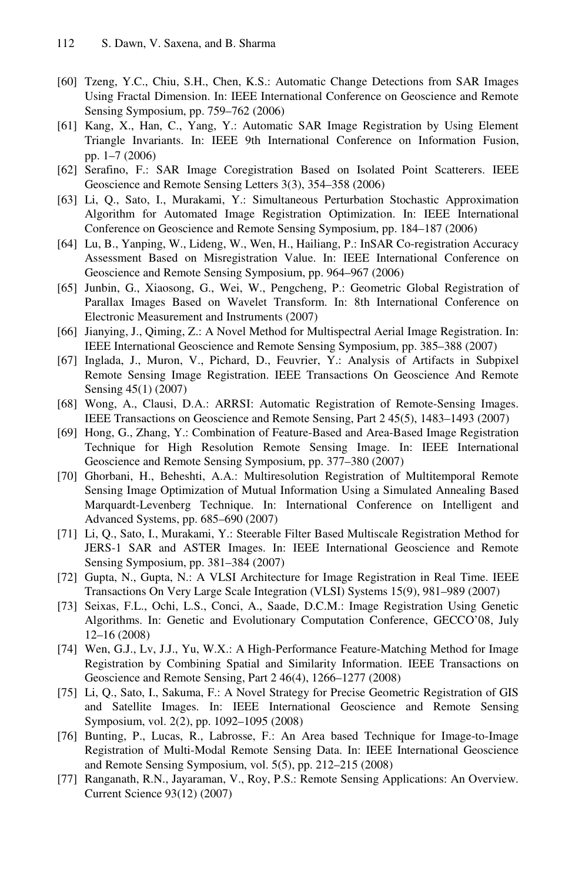[60] Tzeng, Y.C., Chiu, S.H., Chen, K.S.: Automatic Change Detections from SAR Images Using Fractal Dimension. In: IEEE International Conference on Geoscience and Remote Sensing Symposium, pp. 759–762 (2006)

[61] Kang, X., Han, C., Yang, Y.: Automatic SAR Image Registration by Using Element Triangle Invariants. In: IEEE 9th International Conference on Information Fusion, pp. 1–7 (2006)

[62] Serafino, F.: SAR Image Coregistration Based on Isolated Point Scatterers. IEEE Geoscience and Remote Sensing Letters 3(3), 354–358 (2006)

[63] Li, Q., Sato, I., Murakami, Y.: Simultaneous Perturbation Stochastic Approximation Algorithm for Automated Image Registration Optimization. In: IEEE International Conference on Geoscience and Remote Sensing Symposium, pp. 184–187 (2006)

[64] Lu, B., Yanping, W., Lideng, W., Wen, H., Hailiang, P.: InSAR Co-registration Accuracy Assessment Based on Misregistration Value. In: IEEE International Conference on Geoscience and Remote Sensing Symposium, pp. 964–967 (2006)

[65] Junbin, G., Xiaosong, G., Wei, W., Pengcheng, P.: Geometric Global Registration of Parallax Images Based on Wavelet Transform. In: 8th International Conference on Electronic Measurement and Instruments (2007)

[66] Jianying, J., Qiming, Z.: A Novel Method for Multispectral Aerial Image Registration. In: IEEE International Geoscience and Remote Sensing Symposium, pp. 385–388 (2007)

[67] Inglada, J., Muron, V., Pichard, D., Feuvrier, Y.: Analysis of Artifacts in Subpixel Remote Sensing Image Registration. IEEE Transactions On Geoscience And Remote Sensing 45(1) (2007)

[68] Wong, A., Clausi, D.A.: ARRSI: Automatic Registration of Remote-Sensing Images. IEEE Transactions on Geoscience and Remote Sensing, Part 2 45(5), 1483–1493 (2007)

[69] Hong, G., Zhang, Y.: Combination of Feature-Based and Area-Based Image Registration Technique for High Resolution Remote Sensing Image. In: IEEE International Geoscience and Remote Sensing Symposium, pp. 377–380 (2007)

[70] Ghorbani, H., Beheshti, A.A.: Multiresolution Registration of Multitemporal Remote Sensing Image Optimization of Mutual Information Using a Simulated Annealing Based Marquardt-Levenberg Technique. In: International Conference on Intelligent and Advanced Systems, pp. 685–690 (2007)

[71] Li, Q., Sato, I., Murakami, Y.: Steerable Filter Based Multiscale Registration Method for JERS-1 SAR and ASTER Images. In: IEEE International Geoscience and Remote Sensing Symposium, pp. 381–384 (2007)

[72] Gupta, N., Gupta, N.: A VLSI Architecture for Image Registration in Real Time. IEEE Transactions On Very Large Scale Integration (VLSI) Systems 15(9), 981–989 (2007)

[73] Seixas, F.L., Ochi, L.S., Conci, A., Saade, D.C.M.: Image Registration Using Genetic Algorithms. In: Genetic and Evolutionary Computation Conference, GECCO'08, July 12–16 (2008)

[74] Wen, G.J., Lv, J.J., Yu, W.X.: A High-Performance Feature-Matching Method for Image Registration by Combining Spatial and Similarity Information. IEEE Transactions on Geoscience and Remote Sensing, Part 2 46(4), 1266–1277 (2008)

[75] Li, Q., Sato, I., Sakuma, F.: A Novel Strategy for Precise Geometric Registration of GIS and Satellite Images. In: IEEE International Geoscience and Remote Sensing Symposium, vol. 2(2), pp. 1092–1095 (2008)

[76] Bunting, P., Lucas, R., Labrosse, F.: An Area based Technique for Image-to-Image Registration of Multi-Modal Remote Sensing Data. In: IEEE International Geoscience and Remote Sensing Symposium, vol. 5(5), pp. 212–215 (2008)

[77] Ranganath, R.N., Jayaraman, V., Roy, P.S.: Remote Sensing Applications: An Overview. Current Science 93(12) (2007)